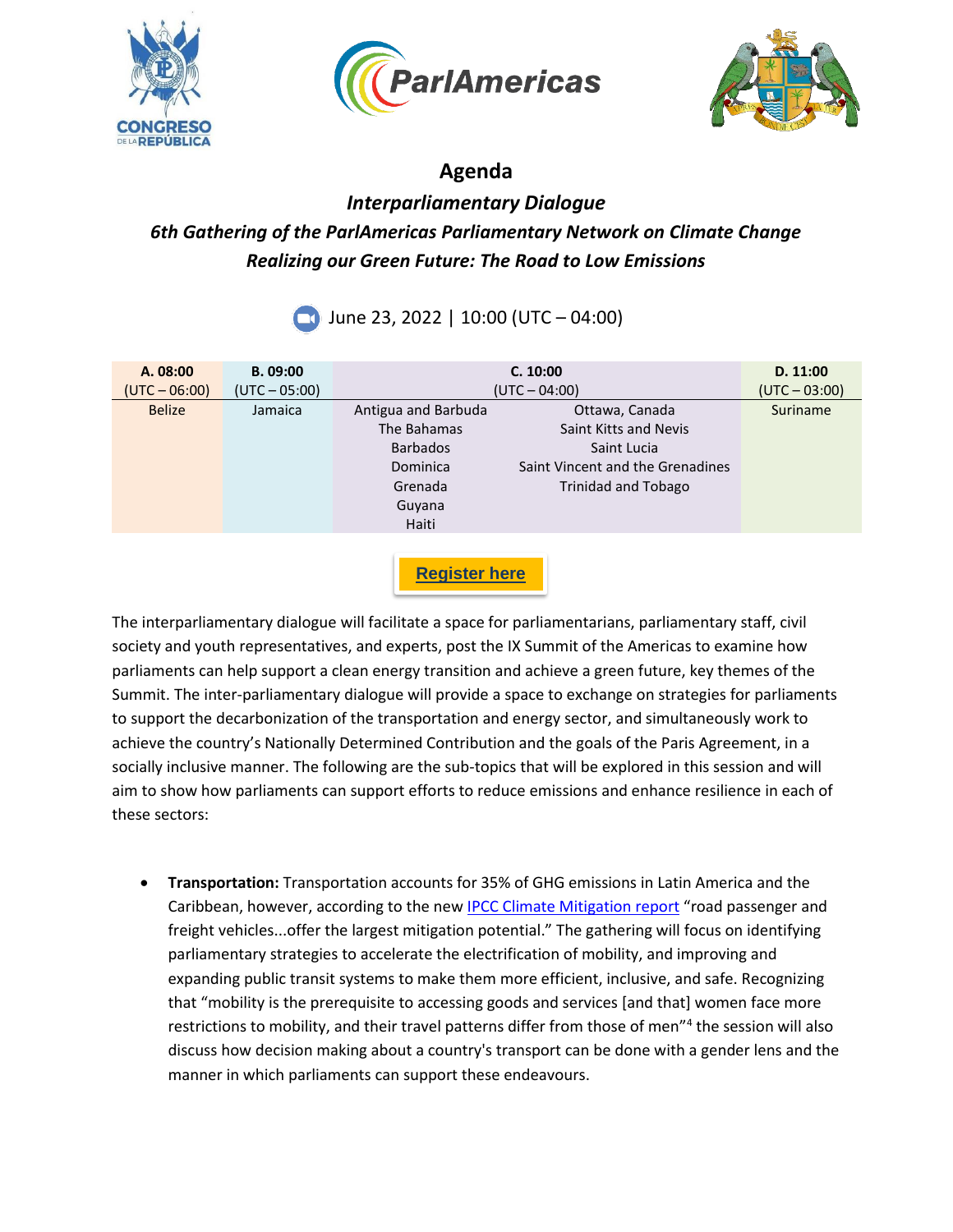# Agenda

## *Interparliamentary Dialogue*

### *6th Gathering of the ParlAmericas Parliamentary Network on Climate Change*

### *Realizing our Green Future: The Road to Low Emissions*

June 23, 2022 | 10:00 (UTC – 04:00)

| A. 08:00 (UTC – 06:00) | B. 09:00 (UTC – 05:00) | C. 10:00 (UTC – 04:00) | | D. 11:00 (UTC – 03:00) |
|---|---|---|---|---|
| Belize | Jamaica | Antigua and Barbuda | Ottawa, Canada | Suriname |
| | | The Bahamas | Saint Kitts and Nevis | |
| | | Barbados | Saint Lucia | |
| | | Dominica | Saint Vincent and the Grenadines | |
| | | Grenada | Trinidad and Tobago | |
| | | Guyana | | |
| | | Haiti | | |

**Register here**

The interparliamentary dialogue will facilitate a space for parliamentarians, parliamentary staff, civil society and youth representatives, and experts, post the IX Summit of the Americas to examine how parliaments can help support a clean energy transition and achieve a green future, key themes of the Summit. The inter-parliamentary dialogue will provide a space to exchange on strategies for parliaments to support the decarbonization of the transportation and energy sector, and simultaneously work to achieve the country's Nationally Determined Contribution and the goals of the Paris Agreement, in a socially inclusive manner. The following are the sub-topics that will be explored in this session and will aim to show how parliaments can support efforts to reduce emissions and enhance resilience in each of these sectors:

- **Transportation:** Transportation accounts for 35% of GHG emissions in Latin America and the Caribbean, however, according to the new IPCC Climate Mitigation report "road passenger and freight vehicles...offer the largest mitigation potential." The gathering will focus on identifying parliamentary strategies to accelerate the electrification of mobility, and improving and expanding public transit systems to make them more efficient, inclusive, and safe. Recognizing that "mobility is the prerequisite to accessing goods and services [and that] women face more restrictions to mobility, and their travel patterns differ from those of men"[4] the session will also discuss how decision making about a country's transport can be done with a gender lens and the manner in which parliaments can support these endeavours.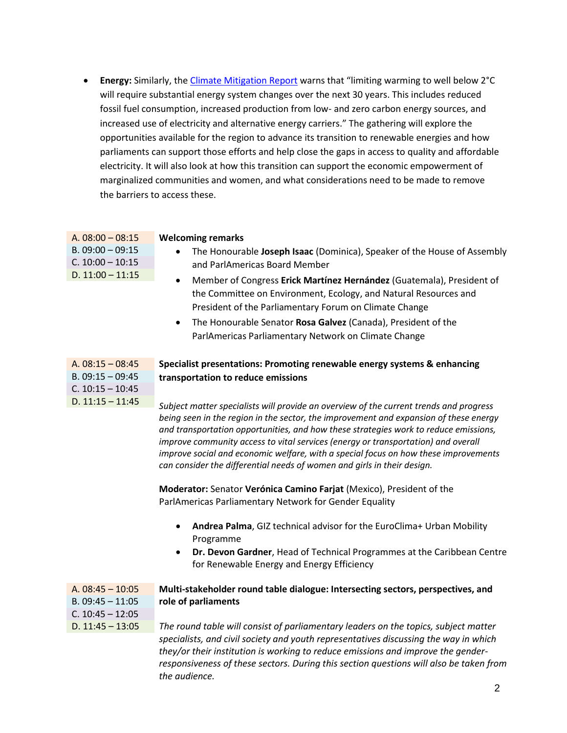- **Energy:** Similarly, the [Climate Mitigation Report](#) warns that "limiting warming to well below 2°C will require substantial energy system changes over the next 30 years. This includes reduced fossil fuel consumption, increased production from low- and zero carbon energy sources, and increased use of electricity and alternative energy carriers." The gathering will explore the opportunities available for the region to advance its transition to renewable energies and how parliaments can support those efforts and help close the gaps in access to quality and affordable electricity. It will also look at how this transition can support the economic empowerment of marginalized communities and women, and what considerations need to be made to remove the barriers to access these.

| Time | Session |
|---|---|
| A. 08:00 – 08:15<br>B. 09:00 – 09:15<br>C. 10:00 – 10:15<br>D. 11:00 – 11:15 | **Welcoming remarks**<br>• The Honourable **Joseph Isaac** (Dominica), Speaker of the House of Assembly and ParlAmericas Board Member<br>• Member of Congress **Erick Martínez Hernández** (Guatemala), President of the Committee on Environment, Ecology, and Natural Resources and President of the Parliamentary Forum on Climate Change<br>• The Honourable Senator **Rosa Galvez** (Canada), President of the ParlAmericas Parliamentary Network on Climate Change |
| A. 08:15 – 08:45<br>B. 09:15 – 09:45<br>C. 10:15 – 10:45<br>D. 11:15 – 11:45 | **Specialist presentations: Promoting renewable energy systems & enhancing transportation to reduce emissions**<br><br>*Subject matter specialists will provide an overview of the current trends and progress being seen in the region in the sector, the improvement and expansion of these energy and transportation opportunities, and how these strategies work to reduce emissions, improve community access to vital services (energy or transportation) and overall improve social and economic welfare, with a special focus on how these improvements can consider the differential needs of women and girls in their design.*<br><br>**Moderator:** Senator **Verónica Camino Farjat** (Mexico), President of the ParlAmericas Parliamentary Network for Gender Equality<br><br>• **Andrea Palma**, GIZ technical advisor for the EuroClima+ Urban Mobility Programme<br>• **Dr. Devon Gardner**, Head of Technical Programmes at the Caribbean Centre for Renewable Energy and Energy Efficiency |
| A. 08:45 – 10:05<br>B. 09:45 – 11:05<br>C. 10:45 – 12:05<br>D. 11:45 – 13:05 | **Multi-stakeholder round table dialogue: Intersecting sectors, perspectives, and role of parliaments**<br><br>*The round table will consist of parliamentary leaders on the topics, subject matter specialists, and civil society and youth representatives discussing the way in which they/or their institution is working to reduce emissions and improve the gender-responsiveness of these sectors. During this section questions will also be taken from the audience.* |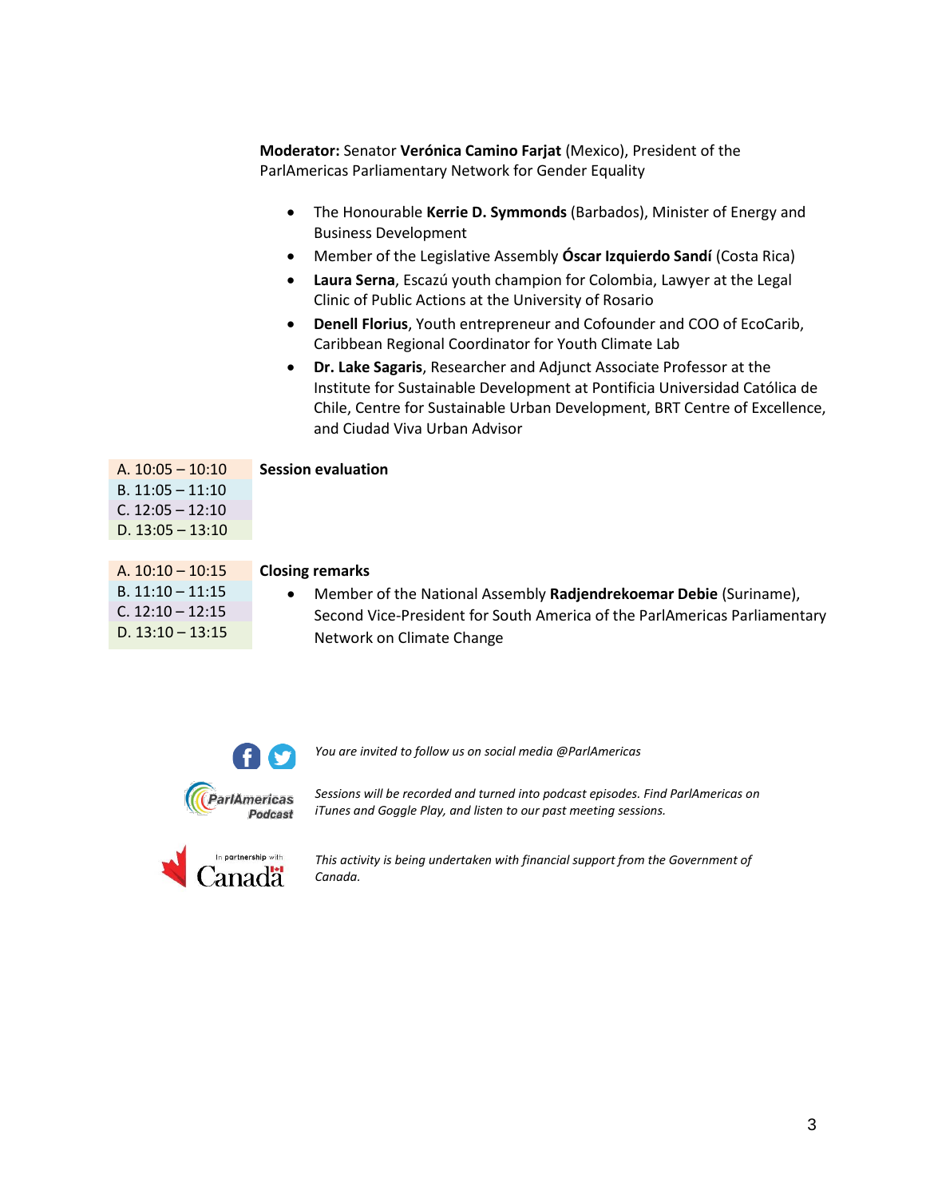**Moderator:** Senator **Verónica Camino Farjat** (Mexico), President of the ParlAmericas Parliamentary Network for Gender Equality

- The Honourable **Kerrie D. Symmonds** (Barbados), Minister of Energy and Business Development
- Member of the Legislative Assembly **Óscar Izquierdo Sandí** (Costa Rica)
- **Laura Serna**, Escazú youth champion for Colombia, Lawyer at the Legal Clinic of Public Actions at the University of Rosario
- **Denell Florius**, Youth entrepreneur and Cofounder and COO of EcoCarib, Caribbean Regional Coordinator for Youth Climate Lab
- **Dr. Lake Sagaris**, Researcher and Adjunct Associate Professor at the Institute for Sustainable Development at Pontificia Universidad Católica de Chile, Centre for Sustainable Urban Development, BRT Centre of Excellence, and Ciudad Viva Urban Advisor

| | |
|---|---|
| A. 10:05 – 10:10<br>B. 11:05 – 11:10<br>C. 12:05 – 12:10<br>D. 13:05 – 13:10 | **Session evaluation** |
| A. 10:10 – 10:15<br>B. 11:10 – 11:15<br>C. 12:10 – 12:15<br>D. 13:10 – 13:15 | **Closing remarks**<br>• Member of the National Assembly **Radjendrekoemar Debie** (Suriname), Second Vice-President for South America of the ParlAmericas Parliamentary Network on Climate Change |

*You are invited to follow us on social media @ParlAmericas*

*Sessions will be recorded and turned into podcast episodes. Find ParlAmericas on iTunes and Goggle Play, and listen to our past meeting sessions.*

*This activity is being undertaken with financial support from the Government of Canada.*